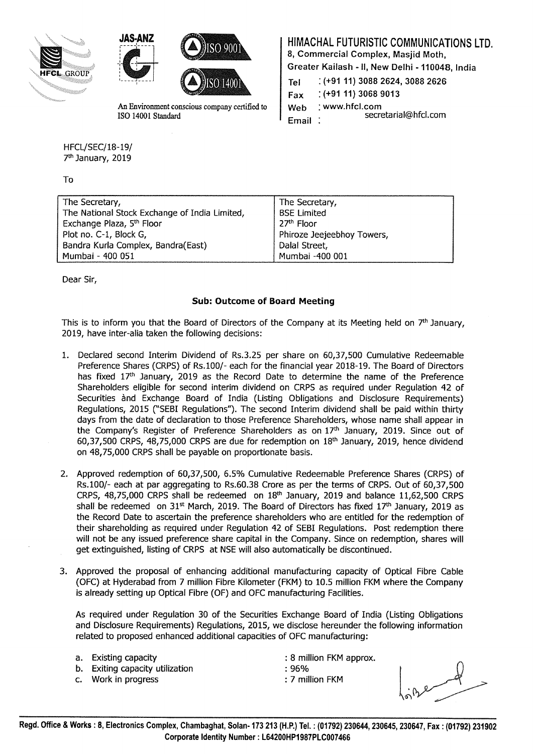# HIMACHAL FUTURISTIC COMMUNICATIONS LTD.

8, Commercial Complex, Masjid Moth,
Greater Kailash - II, New Delhi - 110048, India
Tel : (+91 11) 3088 2624, 3088 2626
Fax : (+91 11) 3068 9013
Web : www.hfcl.com
Email : secretarial@hfcl.com

An Environment conscious company certified to ISO 14001 Standard

HFCL/SEC/18-19/
7th January, 2019

To

| The Secretary, | The Secretary, |
|---|---|
| The National Stock Exchange of India Limited, | BSE Limited |
| Exchange Plaza, 5th Floor | 27th Floor |
| Plot no. C-1, Block G, | Phiroze Jeejeebhoy Towers, |
| Bandra Kurla Complex, Bandra(East) | Dalal Street, |
| Mumbai - 400 051 | Mumbai -400 001 |

Dear Sir,

**Sub: Outcome of Board Meeting**

This is to inform you that the Board of Directors of the Company at its Meeting held on 7th January, 2019, have inter-alia taken the following decisions:

1. Declared second Interim Dividend of Rs.3.25 per share on 60,37,500 Cumulative Redeemable Preference Shares (CRPS) of Rs.100/- each for the financial year 2018-19. The Board of Directors has fixed 17th January, 2019 as the Record Date to determine the name of the Preference Shareholders eligible for second interim dividend on CRPS as required under Regulation 42 of Securities ànd Exchange Board of India (Listing Obligations and Disclosure Requirements) Regulations, 2015 ("SEBI Regulations"). The second Interim dividend shall be paid within thirty days from the date of declaration to those Preference Shareholders, whose name shall appear in the Company's Register of Preference Shareholders as on 17th January, 2019. Since out of 60,37,500 CRPS, 48,75,000 CRPS are due for redemption on 18th January, 2019, hence dividend on 48,75,000 CRPS shall be payable on proportionate basis.

2. Approved redemption of 60,37,500, 6.5% Cumulative Redeemable Preference Shares (CRPS) of Rs.100/- each at par aggregating to Rs.60.38 Crore as per the terms of CRPS. Out of 60,37,500 CRPS, 48,75,000 CRPS shall be redeemed on 18th January, 2019 and balance 11,62,500 CRPS shall be redeemed on 31st March, 2019. The Board of Directors has fixed 17th January, 2019 as the Record Date to ascertain the preference shareholders who are entitled for the redemption of their shareholding as required under Regulation 42 of SEBI Regulations. Post redemption there will not be any issued preference share capital in the Company. Since on redemption, shares will get extinguished, listing of CRPS at NSE will also automatically be discontinued.

3. Approved the proposal of enhancing additional manufacturing capacity of Optical Fibre Cable (OFC) at Hyderabad from 7 million Fibre Kilometer (FKM) to 10.5 million FKM where the Company is already setting up Optical Fibre (OF) and OFC manufacturing Facilities.

   As required under Regulation 30 of the Securities Exchange Board of India (Listing Obligations and Disclosure Requirements) Regulations, 2015, we disclose hereunder the following information related to proposed enhanced additional capacities of OFC manufacturing:

   a. Existing capacity : 8 million FKM approx.
   b. Exiting capacity utilization : 96%
   c. Work in progress : 7 million FKM

Regd. Office & Works : 8, Electronics Complex, Chambaghat, Solan- 173 213 (H.P.) Tel. : (01792) 230644, 230645, 230647, Fax : (01792) 231902
Corporate Identity Number : L64200HP1987PLC007466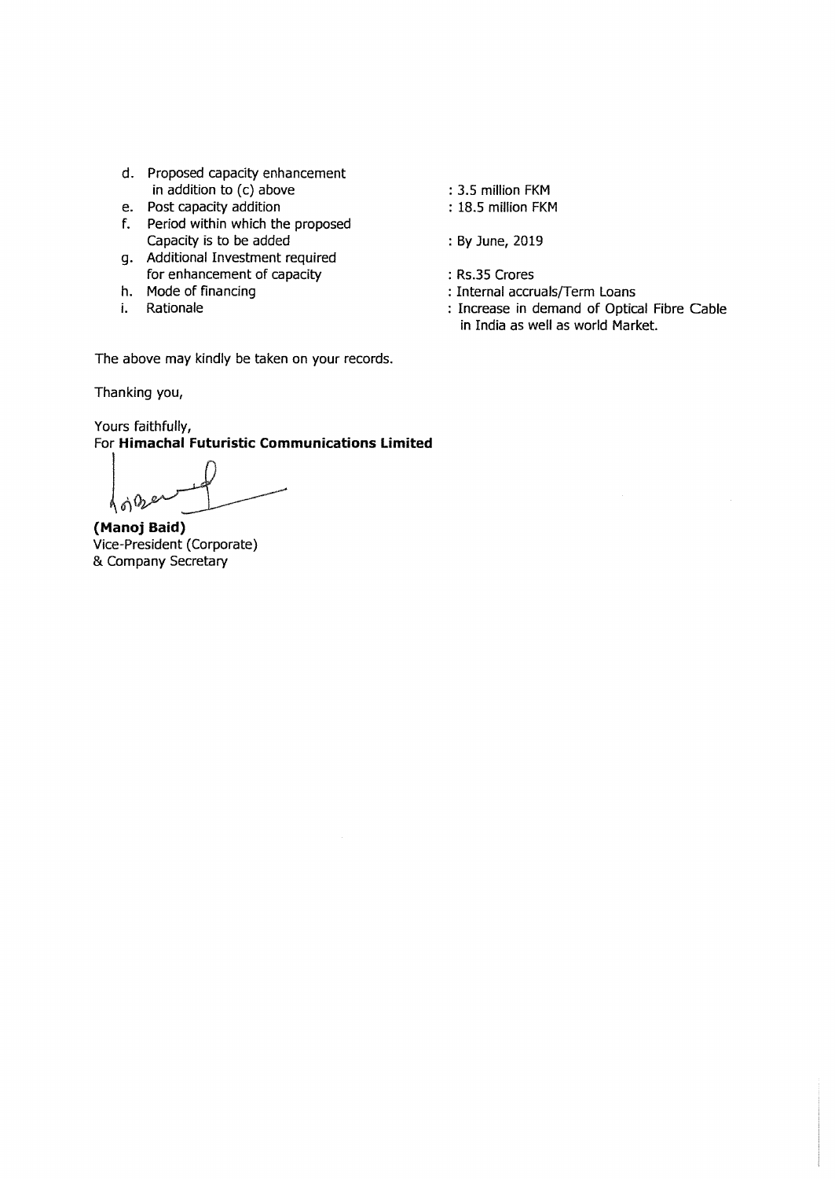| | |
|---|---|
| d. Proposed capacity enhancement in addition to (c) above | : 3.5 million FKM |
| e. Post capacity addition | : 18.5 million FKM |
| f. Period within which the proposed Capacity is to be added | : By June, 2019 |
| g. Additional Investment required for enhancement of capacity | : Rs.35 Crores |
| h. Mode of financing | : Internal accruals/Term Loans |
| i. Rationale | : Increase in demand of Optical Fibre Cable in India as well as world Market. |

The above may kindly be taken on your records.

Thanking you,

Yours faithfully,
For **Himachal Futuristic Communications Limited**

**(Manoj Baid)**
Vice-President (Corporate)
& Company Secretary